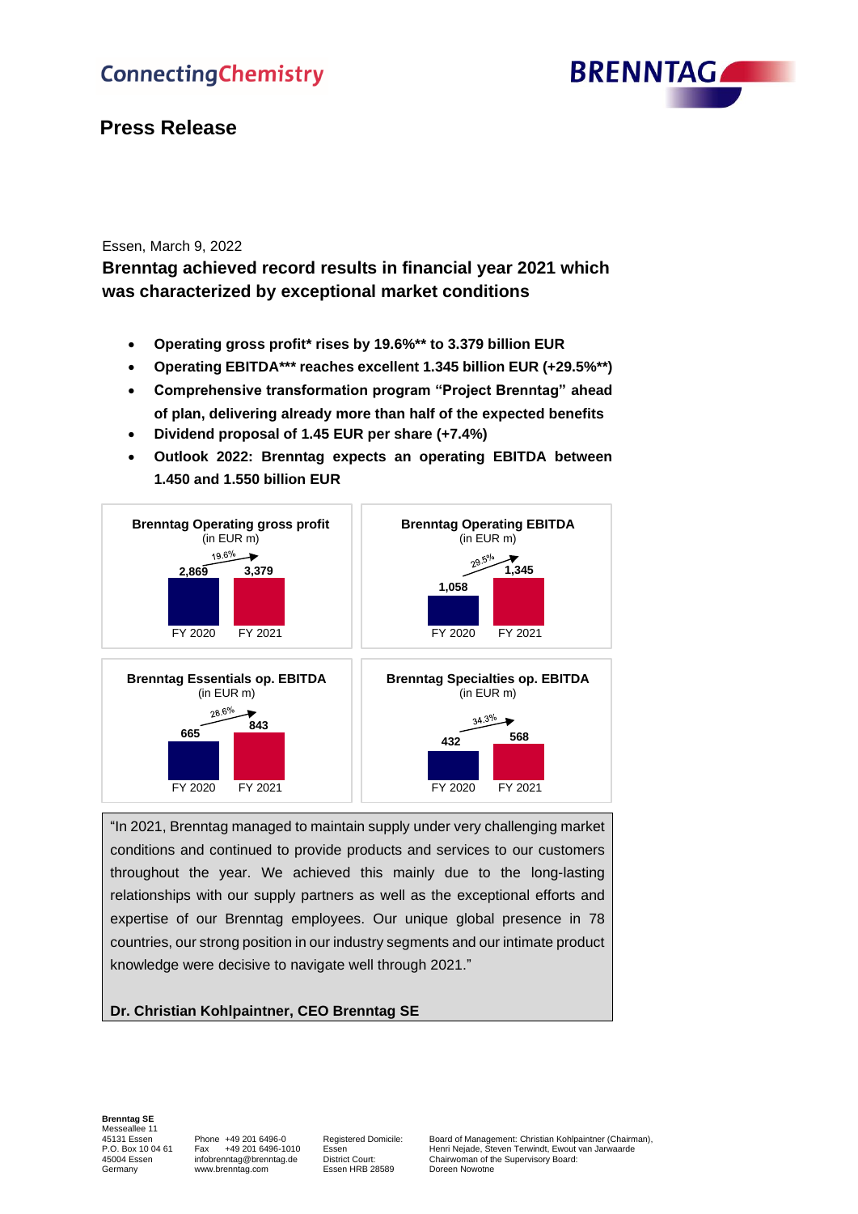ConnectingChemistry

BRENNTAG

# Press Release

Essen, March 9, 2022

## Brenntag achieved record results in financial year 2021 which was characterized by exceptional market conditions

- **Operating gross profit* rises by 19.6%** to 3.379 billion EUR**
- **Operating EBITDA*** reaches excellent 1.345 billion EUR (+29.5%**)**
- **Comprehensive transformation program "Project Brenntag" ahead of plan, delivering already more than half of the expected benefits**
- **Dividend proposal of 1.45 EUR per share (+7.4%)**
- **Outlook 2022: Brenntag expects an operating EBITDA between 1.450 and 1.550 billion EUR**

| | FY 2020 | FY 2021 | Change |
|---|---|---|---|
| **Brenntag Operating gross profit** (in EUR m) | 2,869 | 3,379 | 19.6% |
| **Brenntag Operating EBITDA** (in EUR m) | 1,058 | 1,345 | 29.5% |
| **Brenntag Essentials op. EBITDA** (in EUR m) | 665 | 843 | 26.6% |
| **Brenntag Specialties op. EBITDA** (in EUR m) | 432 | 568 | 34.3% |

"In 2021, Brenntag managed to maintain supply under very challenging market conditions and continued to provide products and services to our customers throughout the year. We achieved this mainly due to the long-lasting relationships with our supply partners as well as the exceptional efforts and expertise of our Brenntag employees. Our unique global presence in 78 countries, our strong position in our industry segments and our intimate product knowledge were decisive to navigate well through 2021."

**Dr. Christian Kohlpaintner, CEO Brenntag SE**

**Brenntag SE**
Messeallee 11
45131 Essen
P.O. Box 10 04 61
45004 Essen
Germany

Phone +49 201 6496-0
Fax +49 201 6496-1010
infobrenntag@brenntag.de
www.brenntag.com

Registered Domicile: Essen
District Court: Essen HRB 28589

Board of Management: Christian Kohlpaintner (Chairman), Henri Nejade, Steven Terwindt, Ewout van Jarwaarde
Chairwoman of the Supervisory Board: Doreen Nowotne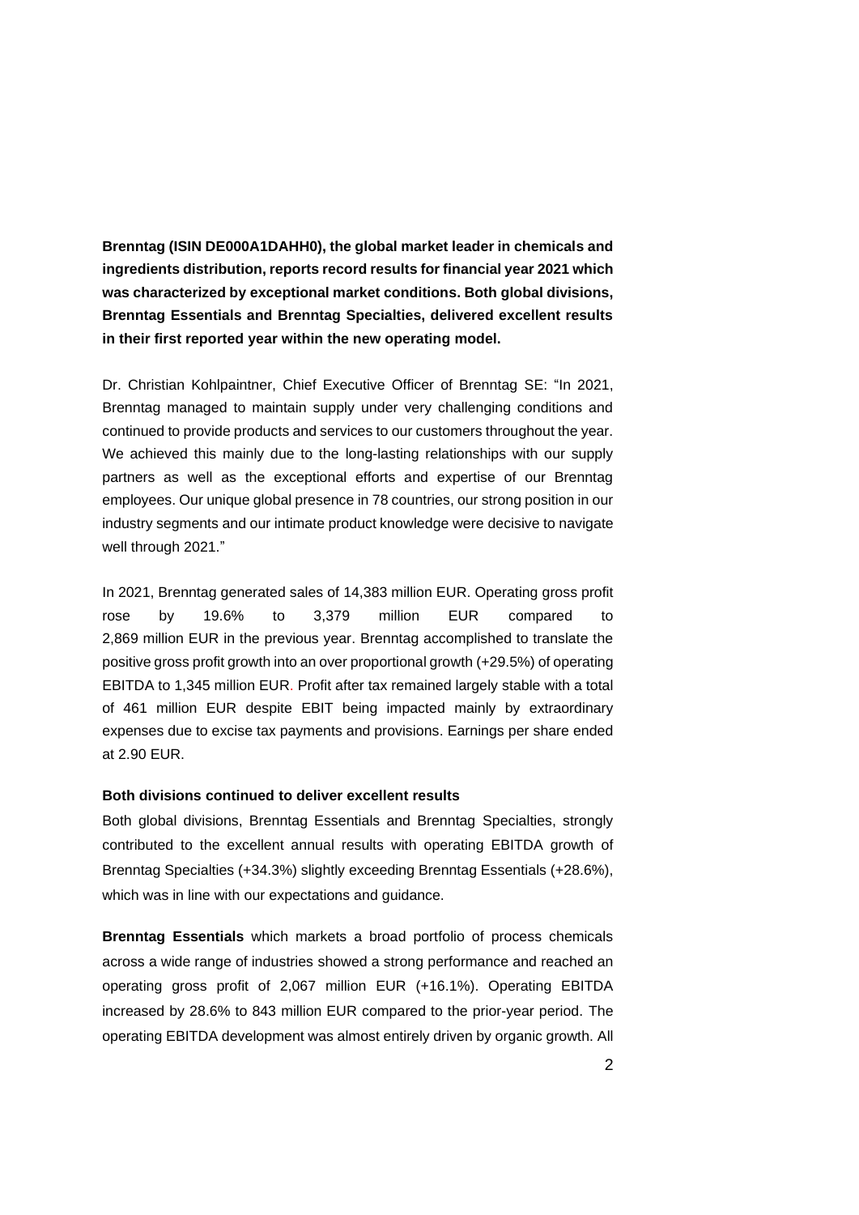**Brenntag (ISIN DE000A1DAHH0), the global market leader in chemicals and ingredients distribution, reports record results for financial year 2021 which was characterized by exceptional market conditions. Both global divisions, Brenntag Essentials and Brenntag Specialties, delivered excellent results in their first reported year within the new operating model.**

Dr. Christian Kohlpaintner, Chief Executive Officer of Brenntag SE: "In 2021, Brenntag managed to maintain supply under very challenging conditions and continued to provide products and services to our customers throughout the year. We achieved this mainly due to the long-lasting relationships with our supply partners as well as the exceptional efforts and expertise of our Brenntag employees. Our unique global presence in 78 countries, our strong position in our industry segments and our intimate product knowledge were decisive to navigate well through 2021."

In 2021, Brenntag generated sales of 14,383 million EUR. Operating gross profit rose by 19.6% to 3,379 million EUR compared to 2,869 million EUR in the previous year. Brenntag accomplished to translate the positive gross profit growth into an over proportional growth (+29.5%) of operating EBITDA to 1,345 million EUR. Profit after tax remained largely stable with a total of 461 million EUR despite EBIT being impacted mainly by extraordinary expenses due to excise tax payments and provisions. Earnings per share ended at 2.90 EUR.

**Both divisions continued to deliver excellent results**

Both global divisions, Brenntag Essentials and Brenntag Specialties, strongly contributed to the excellent annual results with operating EBITDA growth of Brenntag Specialties (+34.3%) slightly exceeding Brenntag Essentials (+28.6%), which was in line with our expectations and guidance.

**Brenntag Essentials** which markets a broad portfolio of process chemicals across a wide range of industries showed a strong performance and reached an operating gross profit of 2,067 million EUR (+16.1%). Operating EBITDA increased by 28.6% to 843 million EUR compared to the prior-year period. The operating EBITDA development was almost entirely driven by organic growth. All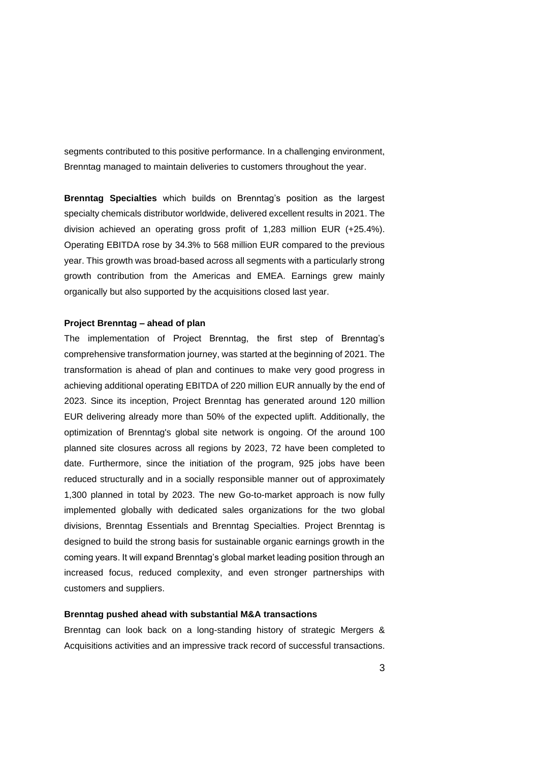segments contributed to this positive performance. In a challenging environment, Brenntag managed to maintain deliveries to customers throughout the year.

**Brenntag Specialties** which builds on Brenntag's position as the largest specialty chemicals distributor worldwide, delivered excellent results in 2021. The division achieved an operating gross profit of 1,283 million EUR (+25.4%). Operating EBITDA rose by 34.3% to 568 million EUR compared to the previous year. This growth was broad-based across all segments with a particularly strong growth contribution from the Americas and EMEA. Earnings grew mainly organically but also supported by the acquisitions closed last year.

**Project Brenntag – ahead of plan**

The implementation of Project Brenntag, the first step of Brenntag's comprehensive transformation journey, was started at the beginning of 2021. The transformation is ahead of plan and continues to make very good progress in achieving additional operating EBITDA of 220 million EUR annually by the end of 2023. Since its inception, Project Brenntag has generated around 120 million EUR delivering already more than 50% of the expected uplift. Additionally, the optimization of Brenntag's global site network is ongoing. Of the around 100 planned site closures across all regions by 2023, 72 have been completed to date. Furthermore, since the initiation of the program, 925 jobs have been reduced structurally and in a socially responsible manner out of approximately 1,300 planned in total by 2023. The new Go-to-market approach is now fully implemented globally with dedicated sales organizations for the two global divisions, Brenntag Essentials and Brenntag Specialties. Project Brenntag is designed to build the strong basis for sustainable organic earnings growth in the coming years. It will expand Brenntag's global market leading position through an increased focus, reduced complexity, and even stronger partnerships with customers and suppliers.

**Brenntag pushed ahead with substantial M&A transactions**

Brenntag can look back on a long-standing history of strategic Mergers & Acquisitions activities and an impressive track record of successful transactions.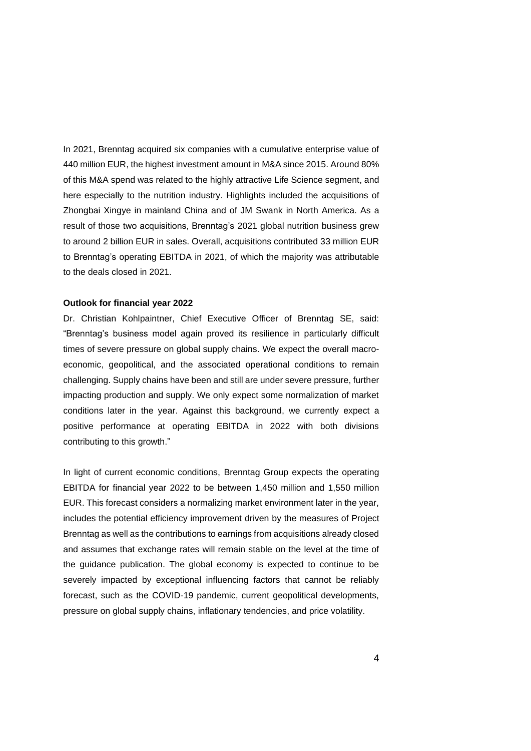In 2021, Brenntag acquired six companies with a cumulative enterprise value of 440 million EUR, the highest investment amount in M&A since 2015. Around 80% of this M&A spend was related to the highly attractive Life Science segment, and here especially to the nutrition industry. Highlights included the acquisitions of Zhongbai Xingye in mainland China and of JM Swank in North America. As a result of those two acquisitions, Brenntag's 2021 global nutrition business grew to around 2 billion EUR in sales. Overall, acquisitions contributed 33 million EUR to Brenntag's operating EBITDA in 2021, of which the majority was attributable to the deals closed in 2021.

**Outlook for financial year 2022**

Dr. Christian Kohlpaintner, Chief Executive Officer of Brenntag SE, said: "Brenntag's business model again proved its resilience in particularly difficult times of severe pressure on global supply chains. We expect the overall macro-economic, geopolitical, and the associated operational conditions to remain challenging. Supply chains have been and still are under severe pressure, further impacting production and supply. We only expect some normalization of market conditions later in the year. Against this background, we currently expect a positive performance at operating EBITDA in 2022 with both divisions contributing to this growth."

In light of current economic conditions, Brenntag Group expects the operating EBITDA for financial year 2022 to be between 1,450 million and 1,550 million EUR. This forecast considers a normalizing market environment later in the year, includes the potential efficiency improvement driven by the measures of Project Brenntag as well as the contributions to earnings from acquisitions already closed and assumes that exchange rates will remain stable on the level at the time of the guidance publication. The global economy is expected to continue to be severely impacted by exceptional influencing factors that cannot be reliably forecast, such as the COVID-19 pandemic, current geopolitical developments, pressure on global supply chains, inflationary tendencies, and price volatility.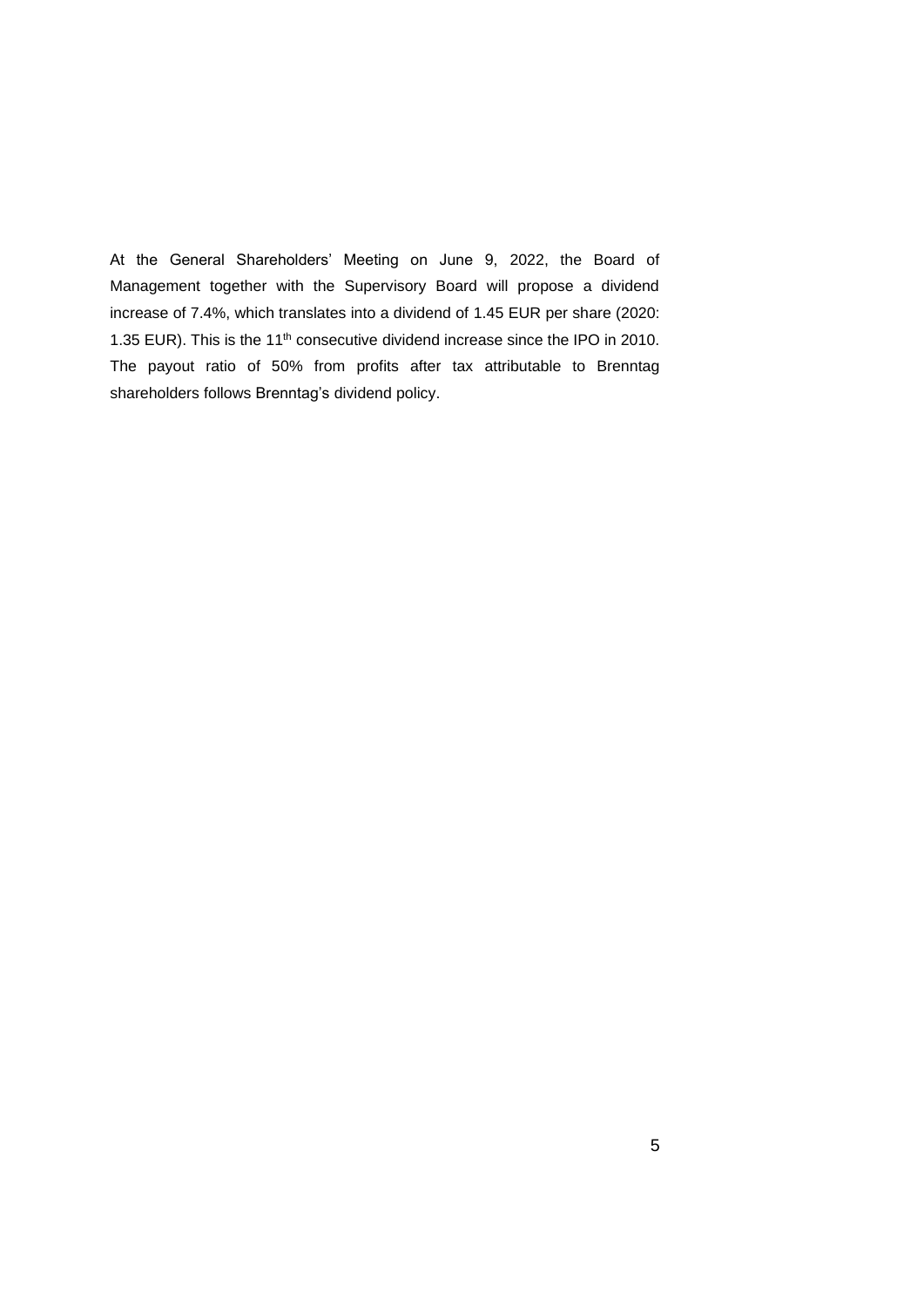At the General Shareholders' Meeting on June 9, 2022, the Board of Management together with the Supervisory Board will propose a dividend increase of 7.4%, which translates into a dividend of 1.45 EUR per share (2020: 1.35 EUR). This is the 11$^{th}$ consecutive dividend increase since the IPO in 2010. The payout ratio of 50% from profits after tax attributable to Brenntag shareholders follows Brenntag's dividend policy.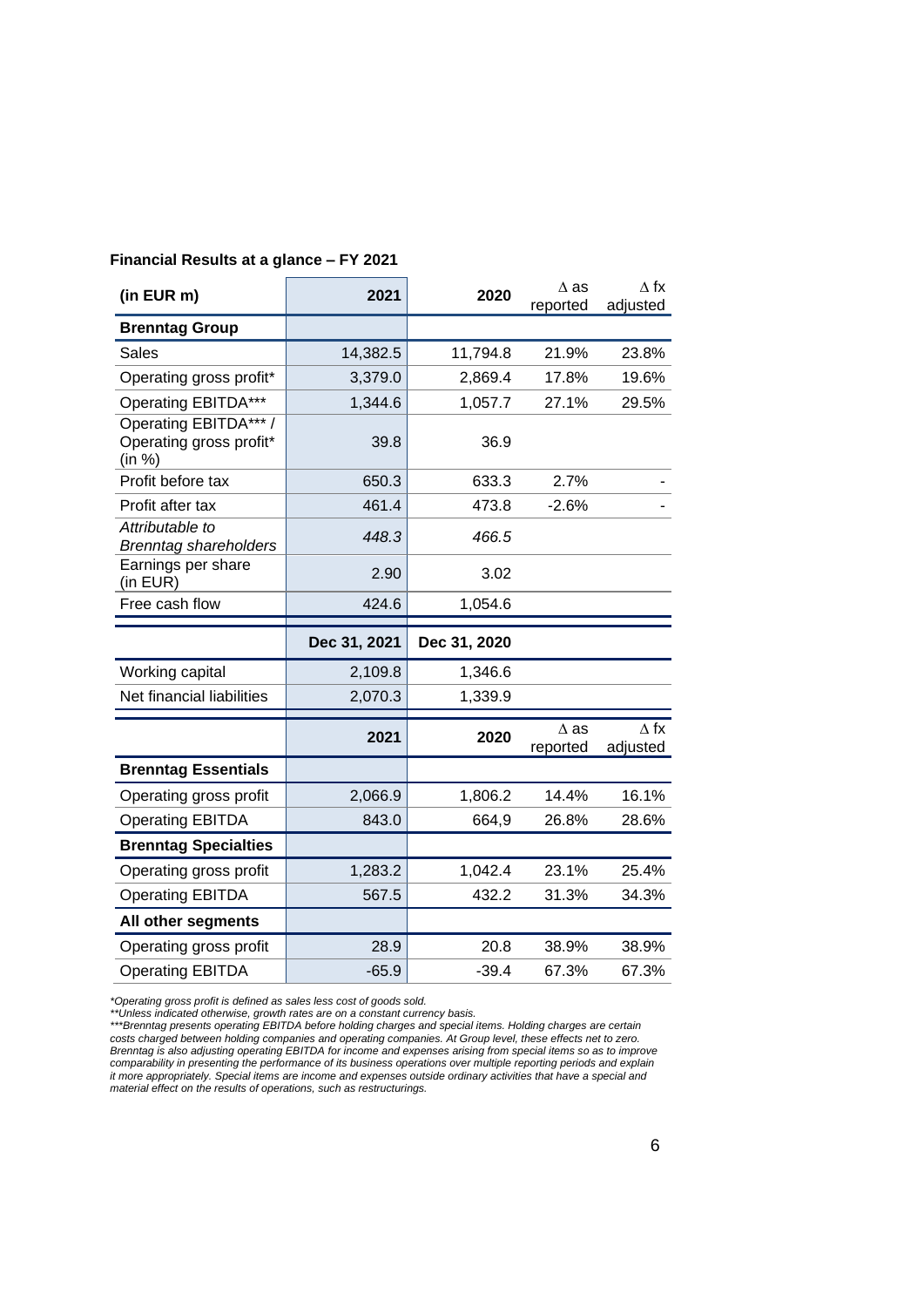**Financial Results at a glance – FY 2021**

| (in EUR m) | 2021 | 2020 | Δ as reported | Δ fx adjusted |
|---|---|---|---|---|
| **Brenntag Group** | | | | |
| Sales | 14,382.5 | 11,794.8 | 21.9% | 23.8% |
| Operating gross profit* | 3,379.0 | 2,869.4 | 17.8% | 19.6% |
| Operating EBITDA*** | 1,344.6 | 1,057.7 | 27.1% | 29.5% |
| Operating EBITDA*** / Operating gross profit* (in %) | 39.8 | 36.9 | | |
| Profit before tax | 650.3 | 633.3 | 2.7% | - |
| Profit after tax | 461.4 | 473.8 | -2.6% | - |
| *Attributable to Brenntag shareholders* | *448.3* | *466.5* | | |
| Earnings per share (in EUR) | 2.90 | 3.02 | | |
| Free cash flow | 424.6 | 1,054.6 | | |
| | **Dec 31, 2021** | **Dec 31, 2020** | | |
| Working capital | 2,109.8 | 1,346.6 | | |
| Net financial liabilities | 2,070.3 | 1,339.9 | | |
| | **2021** | **2020** | Δ as reported | Δ fx adjusted |
| **Brenntag Essentials** | | | | |
| Operating gross profit | 2,066.9 | 1,806.2 | 14.4% | 16.1% |
| Operating EBITDA | 843.0 | 664,9 | 26.8% | 28.6% |
| **Brenntag Specialties** | | | | |
| Operating gross profit | 1,283.2 | 1,042.4 | 23.1% | 25.4% |
| Operating EBITDA | 567.5 | 432.2 | 31.3% | 34.3% |
| **All other segments** | | | | |
| Operating gross profit | 28.9 | 20.8 | 38.9% | 38.9% |
| Operating EBITDA | -65.9 | -39.4 | 67.3% | 67.3% |

*\*Operating gross profit is defined as sales less cost of goods sold.*
*\*\*Unless indicated otherwise, growth rates are on a constant currency basis.*
*\*\*\*Brenntag presents operating EBITDA before holding charges and special items. Holding charges are certain costs charged between holding companies and operating companies. At Group level, these effects net to zero. Brenntag is also adjusting operating EBITDA for income and expenses arising from special items so as to improve comparability in presenting the performance of its business operations over multiple reporting periods and explain it more appropriately. Special items are income and expenses outside ordinary activities that have a special and material effect on the results of operations, such as restructurings.*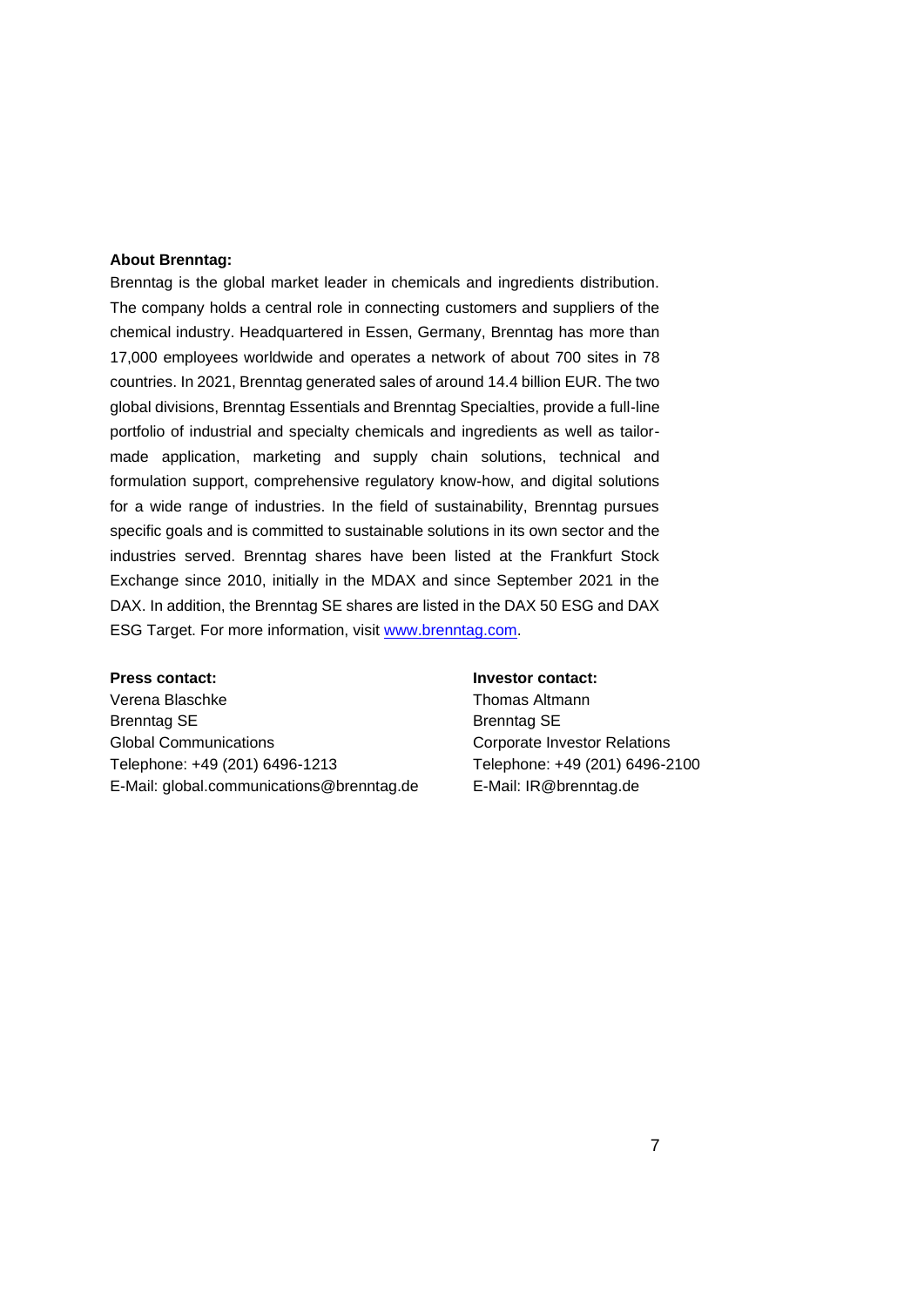**About Brenntag:**

Brenntag is the global market leader in chemicals and ingredients distribution. The company holds a central role in connecting customers and suppliers of the chemical industry. Headquartered in Essen, Germany, Brenntag has more than 17,000 employees worldwide and operates a network of about 700 sites in 78 countries. In 2021, Brenntag generated sales of around 14.4 billion EUR. The two global divisions, Brenntag Essentials and Brenntag Specialties, provide a full-line portfolio of industrial and specialty chemicals and ingredients as well as tailor-made application, marketing and supply chain solutions, technical and formulation support, comprehensive regulatory know-how, and digital solutions for a wide range of industries. In the field of sustainability, Brenntag pursues specific goals and is committed to sustainable solutions in its own sector and the industries served. Brenntag shares have been listed at the Frankfurt Stock Exchange since 2010, initially in the MDAX and since September 2021 in the DAX. In addition, the Brenntag SE shares are listed in the DAX 50 ESG and DAX ESG Target. For more information, visit [www.brenntag.com](http://www.brenntag.com).

**Press contact:**
Verena Blaschke
Brenntag SE
Global Communications
Telephone: +49 (201) 6496-1213
E-Mail: global.communications@brenntag.de

**Investor contact:**
Thomas Altmann
Brenntag SE
Corporate Investor Relations
Telephone: +49 (201) 6496-2100
E-Mail: IR@brenntag.de